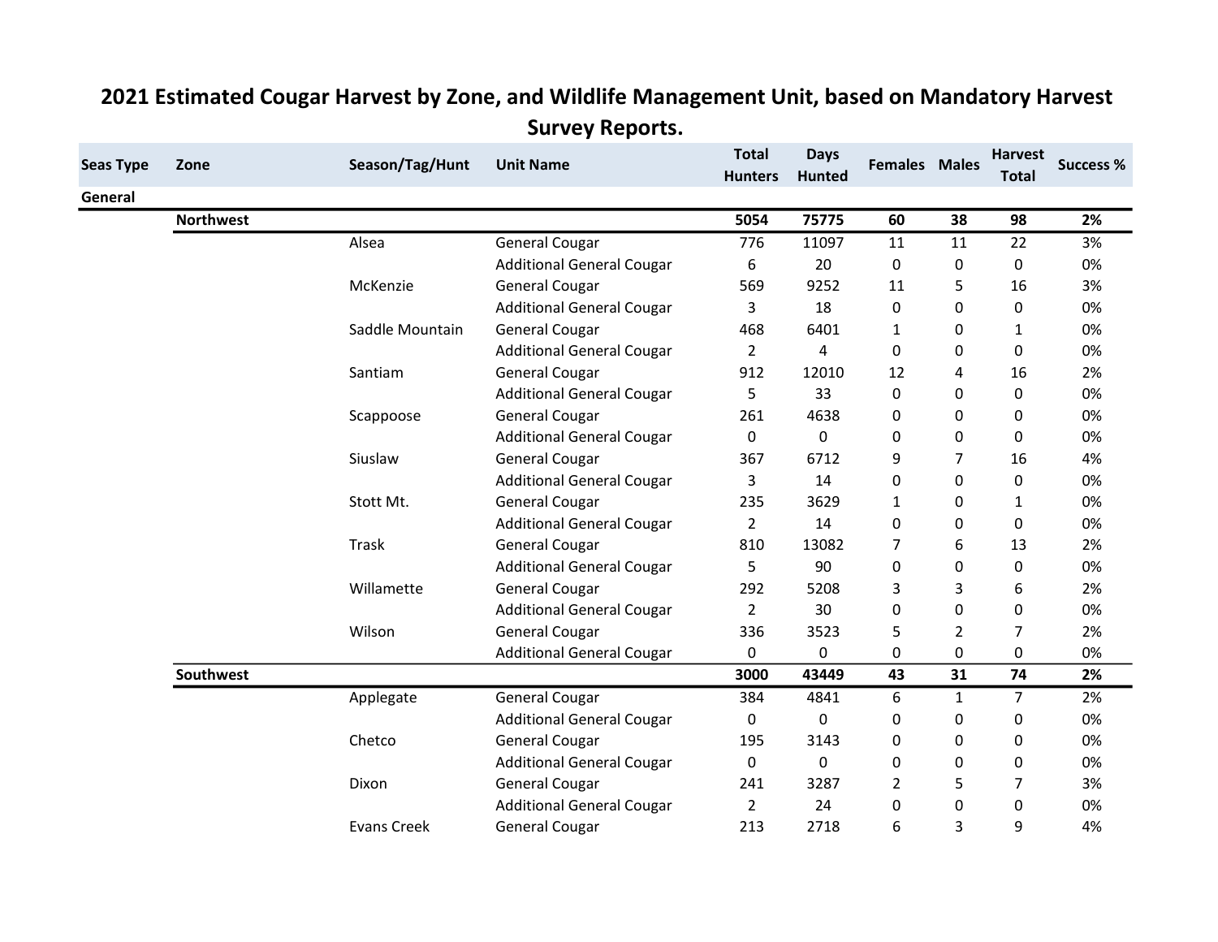# 2021 Estimated Cougar Harvest by Zone, and Wildlife Management Unit, based on Mandatory Harvest Survey Reports.

| Seas Type | Zone | Season/Tag/Hunt | Unit Name | Total Hunters | Days Hunted | Females | Males | Harvest Total | Success % |
|---|---|---|---|---|---|---|---|---|---|
| General | | | | | | | | | |
| | **Northwest** | | | **5054** | **75775** | **60** | **38** | **98** | **2%** |
| | | Alsea | General Cougar | 776 | 11097 | 11 | 11 | 22 | 3% |
| | | | Additional General Cougar | 6 | 20 | 0 | 0 | 0 | 0% |
| | | McKenzie | General Cougar | 569 | 9252 | 11 | 5 | 16 | 3% |
| | | | Additional General Cougar | 3 | 18 | 0 | 0 | 0 | 0% |
| | | Saddle Mountain | General Cougar | 468 | 6401 | 1 | 0 | 1 | 0% |
| | | | Additional General Cougar | 2 | 4 | 0 | 0 | 0 | 0% |
| | | Santiam | General Cougar | 912 | 12010 | 12 | 4 | 16 | 2% |
| | | | Additional General Cougar | 5 | 33 | 0 | 0 | 0 | 0% |
| | | Scappoose | General Cougar | 261 | 4638 | 0 | 0 | 0 | 0% |
| | | | Additional General Cougar | 0 | 0 | 0 | 0 | 0 | 0% |
| | | Siuslaw | General Cougar | 367 | 6712 | 9 | 7 | 16 | 4% |
| | | | Additional General Cougar | 3 | 14 | 0 | 0 | 0 | 0% |
| | | Stott Mt. | General Cougar | 235 | 3629 | 1 | 0 | 1 | 0% |
| | | | Additional General Cougar | 2 | 14 | 0 | 0 | 0 | 0% |
| | | Trask | General Cougar | 810 | 13082 | 7 | 6 | 13 | 2% |
| | | | Additional General Cougar | 5 | 90 | 0 | 0 | 0 | 0% |
| | | Willamette | General Cougar | 292 | 5208 | 3 | 3 | 6 | 2% |
| | | | Additional General Cougar | 2 | 30 | 0 | 0 | 0 | 0% |
| | | Wilson | General Cougar | 336 | 3523 | 5 | 2 | 7 | 2% |
| | | | Additional General Cougar | 0 | 0 | 0 | 0 | 0 | 0% |
| | **Southwest** | | | **3000** | **43449** | **43** | **31** | **74** | **2%** |
| | | Applegate | General Cougar | 384 | 4841 | 6 | 1 | 7 | 2% |
| | | | Additional General Cougar | 0 | 0 | 0 | 0 | 0 | 0% |
| | | Chetco | General Cougar | 195 | 3143 | 0 | 0 | 0 | 0% |
| | | | Additional General Cougar | 0 | 0 | 0 | 0 | 0 | 0% |
| | | Dixon | General Cougar | 241 | 3287 | 2 | 5 | 7 | 3% |
| | | | Additional General Cougar | 2 | 24 | 0 | 0 | 0 | 0% |
| | | Evans Creek | General Cougar | 213 | 2718 | 6 | 3 | 9 | 4% |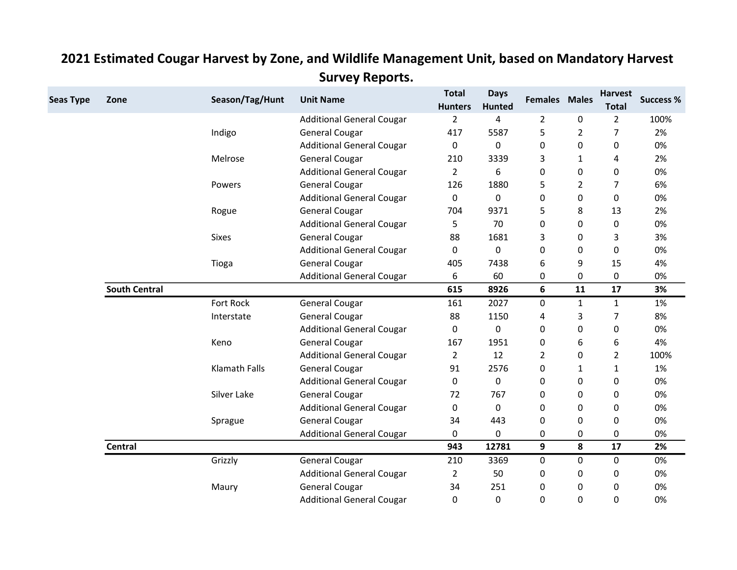## 2021 Estimated Cougar Harvest by Zone, and Wildlife Management Unit, based on Mandatory Harvest Survey Reports.

| Seas Type | Zone | Season/Tag/Hunt | Unit Name | Total Hunters | Days Hunted | Females | Males | Harvest Total | Success % |
|---|---|---|---|---|---|---|---|---|---|
| | | | Additional General Cougar | 2 | 4 | 2 | 0 | 2 | 100% |
| | | Indigo | General Cougar | 417 | 5587 | 5 | 2 | 7 | 2% |
| | | | Additional General Cougar | 0 | 0 | 0 | 0 | 0 | 0% |
| | | Melrose | General Cougar | 210 | 3339 | 3 | 1 | 4 | 2% |
| | | | Additional General Cougar | 2 | 6 | 0 | 0 | 0 | 0% |
| | | Powers | General Cougar | 126 | 1880 | 5 | 2 | 7 | 6% |
| | | | Additional General Cougar | 0 | 0 | 0 | 0 | 0 | 0% |
| | | Rogue | General Cougar | 704 | 9371 | 5 | 8 | 13 | 2% |
| | | | Additional General Cougar | 5 | 70 | 0 | 0 | 0 | 0% |
| | | Sixes | General Cougar | 88 | 1681 | 3 | 0 | 3 | 3% |
| | | | Additional General Cougar | 0 | 0 | 0 | 0 | 0 | 0% |
| | | Tioga | General Cougar | 405 | 7438 | 6 | 9 | 15 | 4% |
| | | | Additional General Cougar | 6 | 60 | 0 | 0 | 0 | 0% |
| | **South Central** | | | **615** | **8926** | **6** | **11** | **17** | **3%** |
| | | Fort Rock | General Cougar | 161 | 2027 | 0 | 1 | 1 | 1% |
| | | Interstate | General Cougar | 88 | 1150 | 4 | 3 | 7 | 8% |
| | | | Additional General Cougar | 0 | 0 | 0 | 0 | 0 | 0% |
| | | Keno | General Cougar | 167 | 1951 | 0 | 6 | 6 | 4% |
| | | | Additional General Cougar | 2 | 12 | 2 | 0 | 2 | 100% |
| | | Klamath Falls | General Cougar | 91 | 2576 | 0 | 1 | 1 | 1% |
| | | | Additional General Cougar | 0 | 0 | 0 | 0 | 0 | 0% |
| | | Silver Lake | General Cougar | 72 | 767 | 0 | 0 | 0 | 0% |
| | | | Additional General Cougar | 0 | 0 | 0 | 0 | 0 | 0% |
| | | Sprague | General Cougar | 34 | 443 | 0 | 0 | 0 | 0% |
| | | | Additional General Cougar | 0 | 0 | 0 | 0 | 0 | 0% |
| | **Central** | | | **943** | **12781** | **9** | **8** | **17** | **2%** |
| | | Grizzly | General Cougar | 210 | 3369 | 0 | 0 | 0 | 0% |
| | | | Additional General Cougar | 2 | 50 | 0 | 0 | 0 | 0% |
| | | Maury | General Cougar | 34 | 251 | 0 | 0 | 0 | 0% |
| | | | Additional General Cougar | 0 | 0 | 0 | 0 | 0 | 0% |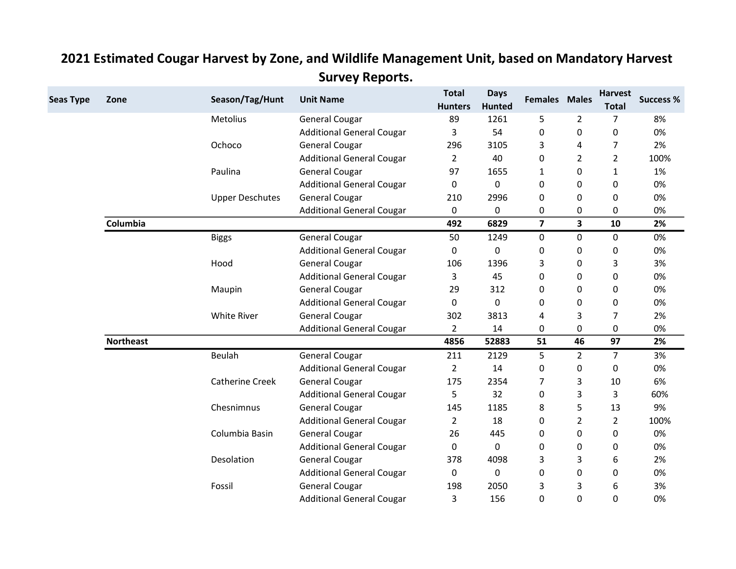# 2021 Estimated Cougar Harvest by Zone, and Wildlife Management Unit, based on Mandatory Harvest Survey Reports.

| Seas Type | Zone | Season/Tag/Hunt | Unit Name | Total Hunters | Days Hunted | Females | Males | Harvest Total | Success % |
|---|---|---|---|---|---|---|---|---|---|
| | | Metolius | General Cougar | 89 | 1261 | 5 | 2 | 7 | 8% |
| | | | Additional General Cougar | 3 | 54 | 0 | 0 | 0 | 0% |
| | | Ochoco | General Cougar | 296 | 3105 | 3 | 4 | 7 | 2% |
| | | | Additional General Cougar | 2 | 40 | 0 | 2 | 2 | 100% |
| | | Paulina | General Cougar | 97 | 1655 | 1 | 0 | 1 | 1% |
| | | | Additional General Cougar | 0 | 0 | 0 | 0 | 0 | 0% |
| | | Upper Deschutes | General Cougar | 210 | 2996 | 0 | 0 | 0 | 0% |
| | | | Additional General Cougar | 0 | 0 | 0 | 0 | 0 | 0% |
| | **Columbia** | | | **492** | **6829** | **7** | **3** | **10** | **2%** |
| | | Biggs | General Cougar | 50 | 1249 | 0 | 0 | 0 | 0% |
| | | | Additional General Cougar | 0 | 0 | 0 | 0 | 0 | 0% |
| | | Hood | General Cougar | 106 | 1396 | 3 | 0 | 3 | 3% |
| | | | Additional General Cougar | 3 | 45 | 0 | 0 | 0 | 0% |
| | | Maupin | General Cougar | 29 | 312 | 0 | 0 | 0 | 0% |
| | | | Additional General Cougar | 0 | 0 | 0 | 0 | 0 | 0% |
| | | White River | General Cougar | 302 | 3813 | 4 | 3 | 7 | 2% |
| | | | Additional General Cougar | 2 | 14 | 0 | 0 | 0 | 0% |
| | **Northeast** | | | **4856** | **52883** | **51** | **46** | **97** | **2%** |
| | | Beulah | General Cougar | 211 | 2129 | 5 | 2 | 7 | 3% |
| | | | Additional General Cougar | 2 | 14 | 0 | 0 | 0 | 0% |
| | | Catherine Creek | General Cougar | 175 | 2354 | 7 | 3 | 10 | 6% |
| | | | Additional General Cougar | 5 | 32 | 0 | 3 | 3 | 60% |
| | | Chesnimnus | General Cougar | 145 | 1185 | 8 | 5 | 13 | 9% |
| | | | Additional General Cougar | 2 | 18 | 0 | 2 | 2 | 100% |
| | | Columbia Basin | General Cougar | 26 | 445 | 0 | 0 | 0 | 0% |
| | | | Additional General Cougar | 0 | 0 | 0 | 0 | 0 | 0% |
| | | Desolation | General Cougar | 378 | 4098 | 3 | 3 | 6 | 2% |
| | | | Additional General Cougar | 0 | 0 | 0 | 0 | 0 | 0% |
| | | Fossil | General Cougar | 198 | 2050 | 3 | 3 | 6 | 3% |
| | | | Additional General Cougar | 3 | 156 | 0 | 0 | 0 | 0% |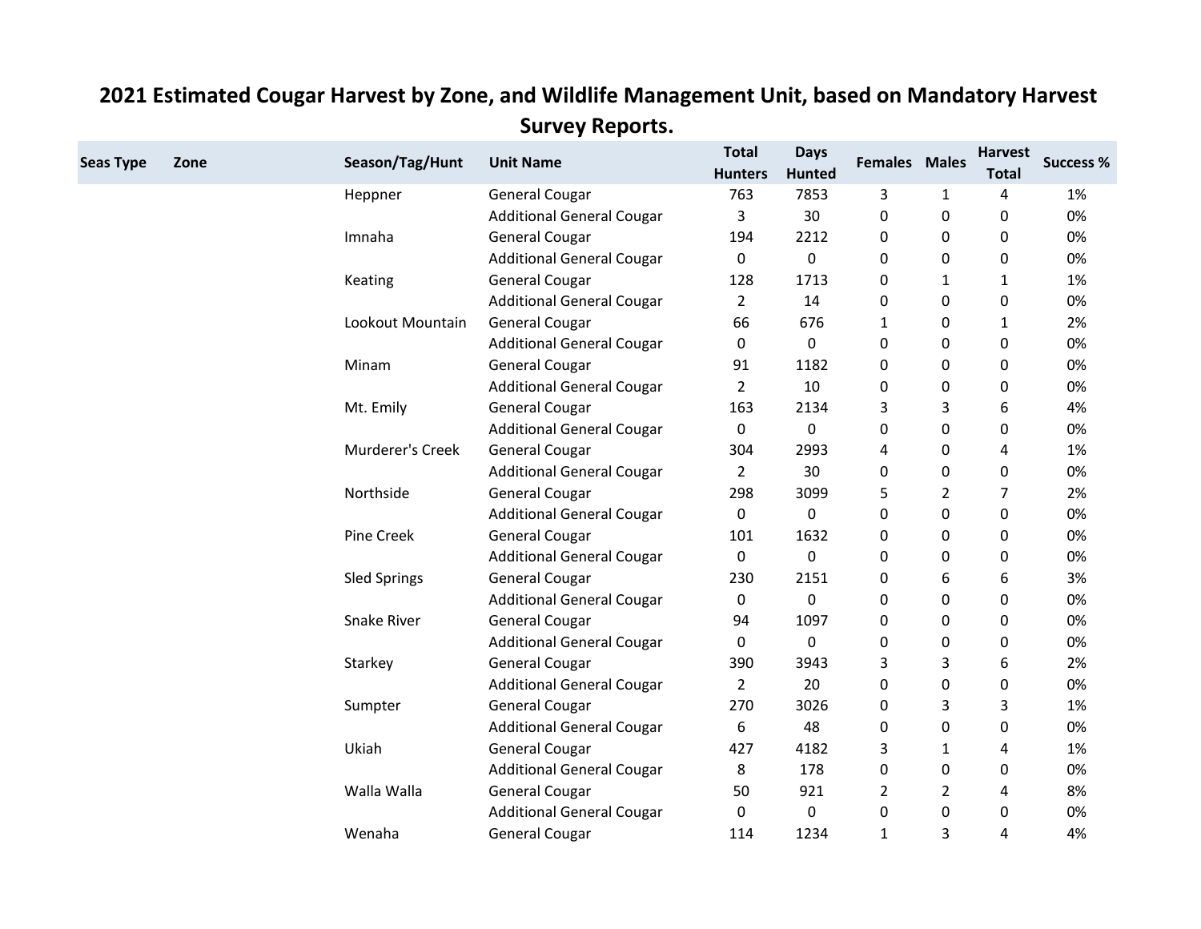# 2021 Estimated Cougar Harvest by Zone, and Wildlife Management Unit, based on Mandatory Harvest Survey Reports.

| Seas Type | Zone | Season/Tag/Hunt | Unit Name | Total Hunters | Days Hunted | Females | Males | Harvest Total | Success % |
|---|---|---|---|---|---|---|---|---|---|
| | | Heppner | General Cougar | 763 | 7853 | 3 | 1 | 4 | 1% |
| | | | Additional General Cougar | 3 | 30 | 0 | 0 | 0 | 0% |
| | | Imnaha | General Cougar | 194 | 2212 | 0 | 0 | 0 | 0% |
| | | | Additional General Cougar | 0 | 0 | 0 | 0 | 0 | 0% |
| | | Keating | General Cougar | 128 | 1713 | 0 | 1 | 1 | 1% |
| | | | Additional General Cougar | 2 | 14 | 0 | 0 | 0 | 0% |
| | | Lookout Mountain | General Cougar | 66 | 676 | 1 | 0 | 1 | 2% |
| | | | Additional General Cougar | 0 | 0 | 0 | 0 | 0 | 0% |
| | | Minam | General Cougar | 91 | 1182 | 0 | 0 | 0 | 0% |
| | | | Additional General Cougar | 2 | 10 | 0 | 0 | 0 | 0% |
| | | Mt. Emily | General Cougar | 163 | 2134 | 3 | 3 | 6 | 4% |
| | | | Additional General Cougar | 0 | 0 | 0 | 0 | 0 | 0% |
| | | Murderer's Creek | General Cougar | 304 | 2993 | 4 | 0 | 4 | 1% |
| | | | Additional General Cougar | 2 | 30 | 0 | 0 | 0 | 0% |
| | | Northside | General Cougar | 298 | 3099 | 5 | 2 | 7 | 2% |
| | | | Additional General Cougar | 0 | 0 | 0 | 0 | 0 | 0% |
| | | Pine Creek | General Cougar | 101 | 1632 | 0 | 0 | 0 | 0% |
| | | | Additional General Cougar | 0 | 0 | 0 | 0 | 0 | 0% |
| | | Sled Springs | General Cougar | 230 | 2151 | 0 | 6 | 6 | 3% |
| | | | Additional General Cougar | 0 | 0 | 0 | 0 | 0 | 0% |
| | | Snake River | General Cougar | 94 | 1097 | 0 | 0 | 0 | 0% |
| | | | Additional General Cougar | 0 | 0 | 0 | 0 | 0 | 0% |
| | | Starkey | General Cougar | 390 | 3943 | 3 | 3 | 6 | 2% |
| | | | Additional General Cougar | 2 | 20 | 0 | 0 | 0 | 0% |
| | | Sumpter | General Cougar | 270 | 3026 | 0 | 3 | 3 | 1% |
| | | | Additional General Cougar | 6 | 48 | 0 | 0 | 0 | 0% |
| | | Ukiah | General Cougar | 427 | 4182 | 3 | 1 | 4 | 1% |
| | | | Additional General Cougar | 8 | 178 | 0 | 0 | 0 | 0% |
| | | Walla Walla | General Cougar | 50 | 921 | 2 | 2 | 4 | 8% |
| | | | Additional General Cougar | 0 | 0 | 0 | 0 | 0 | 0% |
| | | Wenaha | General Cougar | 114 | 1234 | 1 | 3 | 4 | 4% |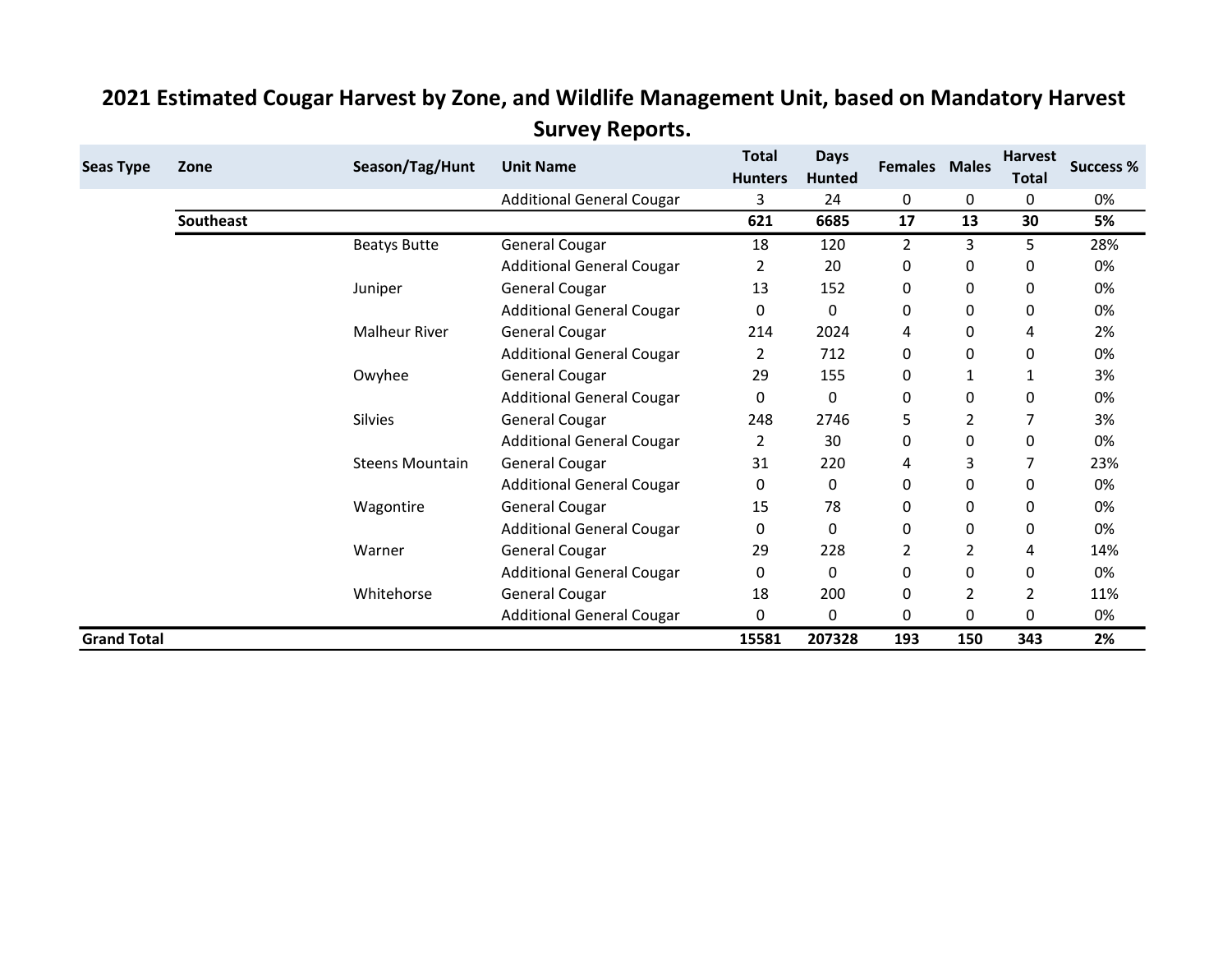## 2021 Estimated Cougar Harvest by Zone, and Wildlife Management Unit, based on Mandatory Harvest Survey Reports.

| Seas Type | Zone | Season/Tag/Hunt | Unit Name | Total Hunters | Days Hunted | Females | Males | Harvest Total | Success % |
|---|---|---|---|---|---|---|---|---|---|
| | | | Additional General Cougar | 3 | 24 | 0 | 0 | 0 | 0% |
| | **Southeast** | | | **621** | **6685** | **17** | **13** | **30** | **5%** |
| | | Beatys Butte | General Cougar | 18 | 120 | 2 | 3 | 5 | 28% |
| | | | Additional General Cougar | 2 | 20 | 0 | 0 | 0 | 0% |
| | | Juniper | General Cougar | 13 | 152 | 0 | 0 | 0 | 0% |
| | | | Additional General Cougar | 0 | 0 | 0 | 0 | 0 | 0% |
| | | Malheur River | General Cougar | 214 | 2024 | 4 | 0 | 4 | 2% |
| | | | Additional General Cougar | 2 | 712 | 0 | 0 | 0 | 0% |
| | | Owyhee | General Cougar | 29 | 155 | 0 | 1 | 1 | 3% |
| | | | Additional General Cougar | 0 | 0 | 0 | 0 | 0 | 0% |
| | | Silvies | General Cougar | 248 | 2746 | 5 | 2 | 7 | 3% |
| | | | Additional General Cougar | 2 | 30 | 0 | 0 | 0 | 0% |
| | | Steens Mountain | General Cougar | 31 | 220 | 4 | 3 | 7 | 23% |
| | | | Additional General Cougar | 0 | 0 | 0 | 0 | 0 | 0% |
| | | Wagontire | General Cougar | 15 | 78 | 0 | 0 | 0 | 0% |
| | | | Additional General Cougar | 0 | 0 | 0 | 0 | 0 | 0% |
| | | Warner | General Cougar | 29 | 228 | 2 | 2 | 4 | 14% |
| | | | Additional General Cougar | 0 | 0 | 0 | 0 | 0 | 0% |
| | | Whitehorse | General Cougar | 18 | 200 | 0 | 2 | 2 | 11% |
| | | | Additional General Cougar | 0 | 0 | 0 | 0 | 0 | 0% |
| **Grand Total** | | | | **15581** | **207328** | **193** | **150** | **343** | **2%** |